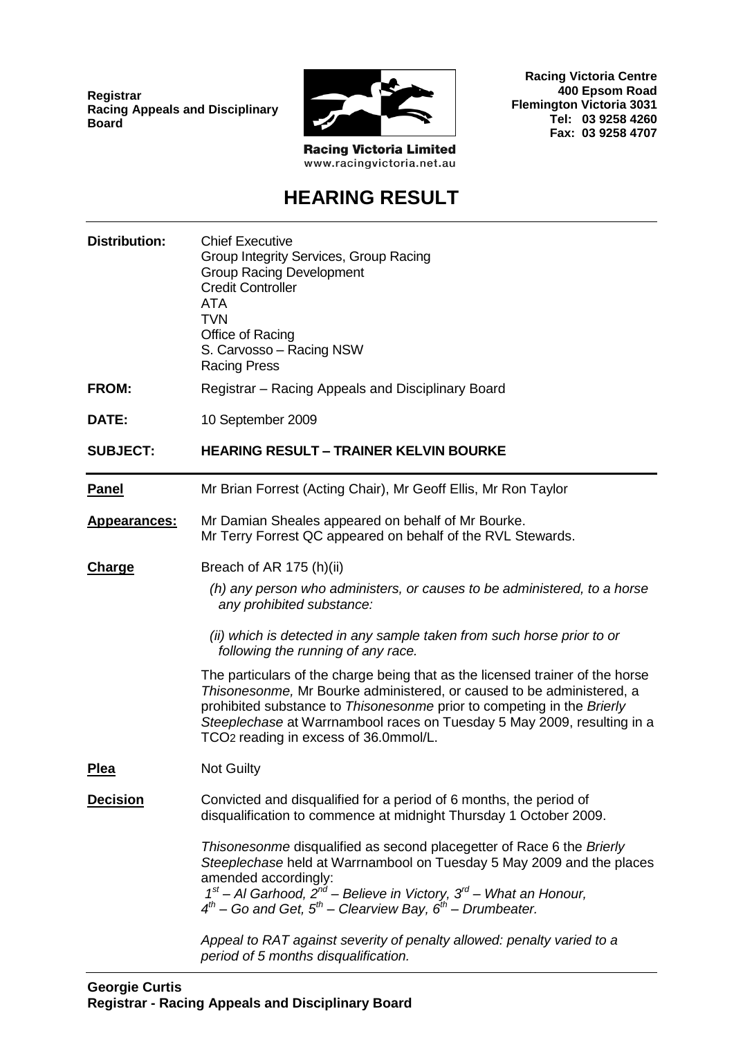**Registrar**
**Racing Appeals and Disciplinary Board**

Racing Victoria Limited
www.racingvictoria.net.au

**Racing Victoria Centre**
**400 Epsom Road**
**Flemington Victoria 3031**
**Tel: 03 9258 4260**
**Fax: 03 9258 4707**

# HEARING RESULT

**Distribution:** Chief Executive
Group Integrity Services, Group Racing
Group Racing Development
Credit Controller
ATA
TVN
Office of Racing
S. Carvosso – Racing NSW
Racing Press

**FROM:** Registrar – Racing Appeals and Disciplinary Board

**DATE:** 10 September 2009

**SUBJECT:** **HEARING RESULT – TRAINER KELVIN BOURKE**

---

**Panel**: Mr Brian Forrest (Acting Chair), Mr Geoff Ellis, Mr Ron Taylor

**Appearances:** Mr Damian Sheales appeared on behalf of Mr Bourke.
Mr Terry Forrest QC appeared on behalf of the RVL Stewards.

**Charge**: Breach of AR 175 (h)(ii)

*(h) any person who administers, or causes to be administered, to a horse any prohibited substance:*

*(ii) which is detected in any sample taken from such horse prior to or following the running of any race.*

The particulars of the charge being that as the licensed trainer of the horse *Thisonesonme,* Mr Bourke administered, or caused to be administered, a prohibited substance to *Thisonesonme* prior to competing in the *Brierly Steeplechase* at Warrnambool races on Tuesday 5 May 2009, resulting in a $TCO_2$ reading in excess of 36.0mmol/L.

**Plea**: Not Guilty

**Decision**: Convicted and disqualified for a period of 6 months, the period of disqualification to commence at midnight Thursday 1 October 2009.

*Thisonesonme* disqualified as second placegetter of Race 6 the *Brierly Steeplechase* held at Warrnambool on Tuesday 5 May 2009 and the places amended accordingly:
*1st – Al Garhood, 2nd – Believe in Victory, 3rd – What an Honour, 4th – Go and Get, 5th – Clearview Bay, 6th – Drumbeater.*

*Appeal to RAT against severity of penalty allowed: penalty varied to a period of 5 months disqualification.*

---

**Georgie Curtis**
**Registrar - Racing Appeals and Disciplinary Board**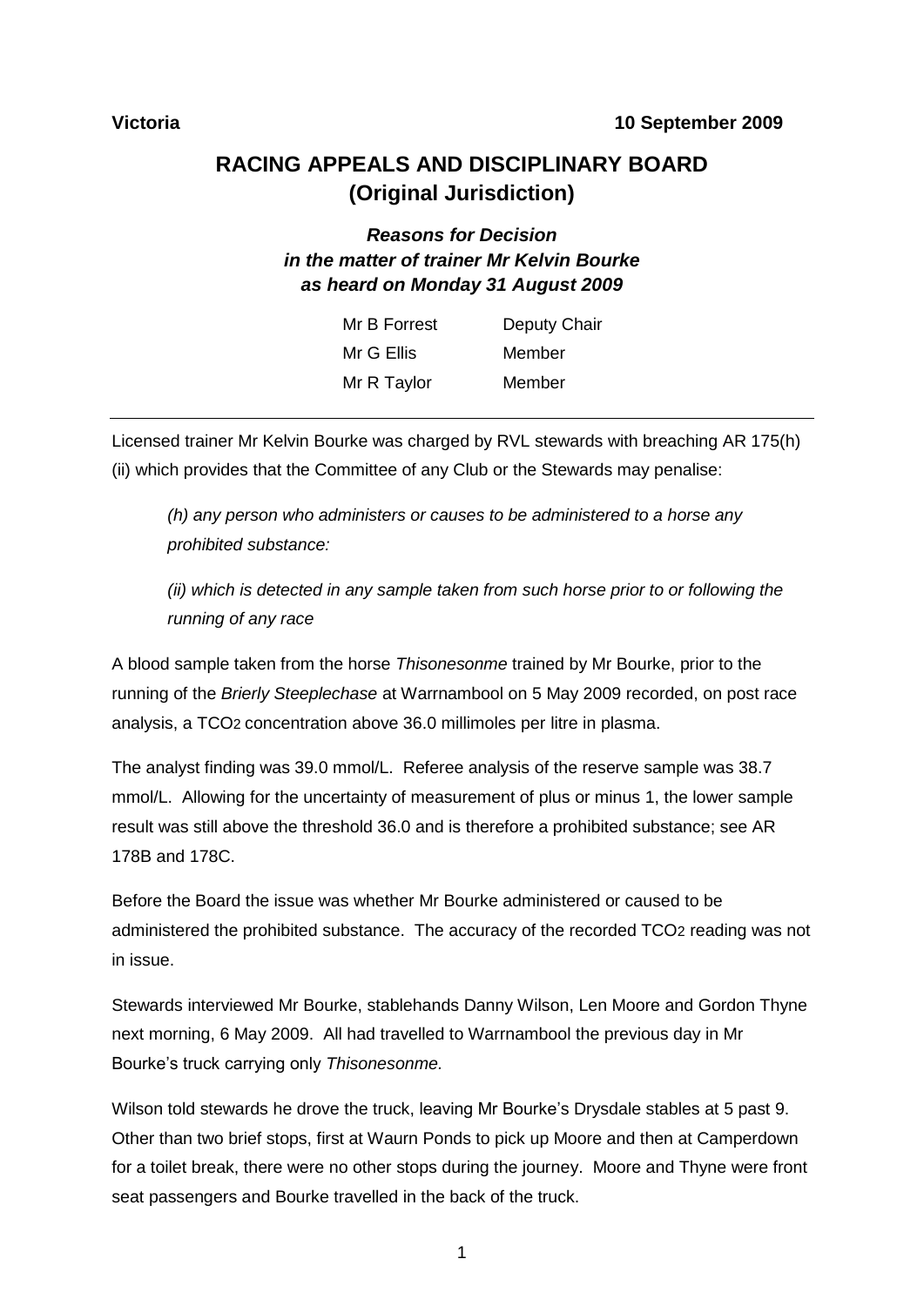**Victoria** **10 September 2009**

# RACING APPEALS AND DISCIPLINARY BOARD (Original Jurisdiction)

### *Reasons for Decision in the matter of trainer Mr Kelvin Bourke as heard on Monday 31 August 2009*

| | |
|---|---|
| Mr B Forrest | Deputy Chair |
| Mr G Ellis | Member |
| Mr R Taylor | Member |

---

Licensed trainer Mr Kelvin Bourke was charged by RVL stewards with breaching AR 175(h)(ii) which provides that the Committee of any Club or the Stewards may penalise:

> *(h) any person who administers or causes to be administered to a horse any prohibited substance:*
>
> *(ii) which is detected in any sample taken from such horse prior to or following the running of any race*

A blood sample taken from the horse *Thisonesonme* trained by Mr Bourke, prior to the running of the *Brierly Steeplechase* at Warrnambool on 5 May 2009 recorded, on post race analysis, a $TCO_2$ concentration above 36.0 millimoles per litre in plasma.

The analyst finding was 39.0 mmol/L. Referee analysis of the reserve sample was 38.7 mmol/L. Allowing for the uncertainty of measurement of plus or minus 1, the lower sample result was still above the threshold 36.0 and is therefore a prohibited substance; see AR 178B and 178C.

Before the Board the issue was whether Mr Bourke administered or caused to be administered the prohibited substance. The accuracy of the recorded $TCO_2$ reading was not in issue.

Stewards interviewed Mr Bourke, stablehands Danny Wilson, Len Moore and Gordon Thyne next morning, 6 May 2009. All had travelled to Warrnambool the previous day in Mr Bourke's truck carrying only *Thisonesonme.*

Wilson told stewards he drove the truck, leaving Mr Bourke's Drysdale stables at 5 past 9. Other than two brief stops, first at Waurn Ponds to pick up Moore and then at Camperdown for a toilet break, there were no other stops during the journey. Moore and Thyne were front seat passengers and Bourke travelled in the back of the truck.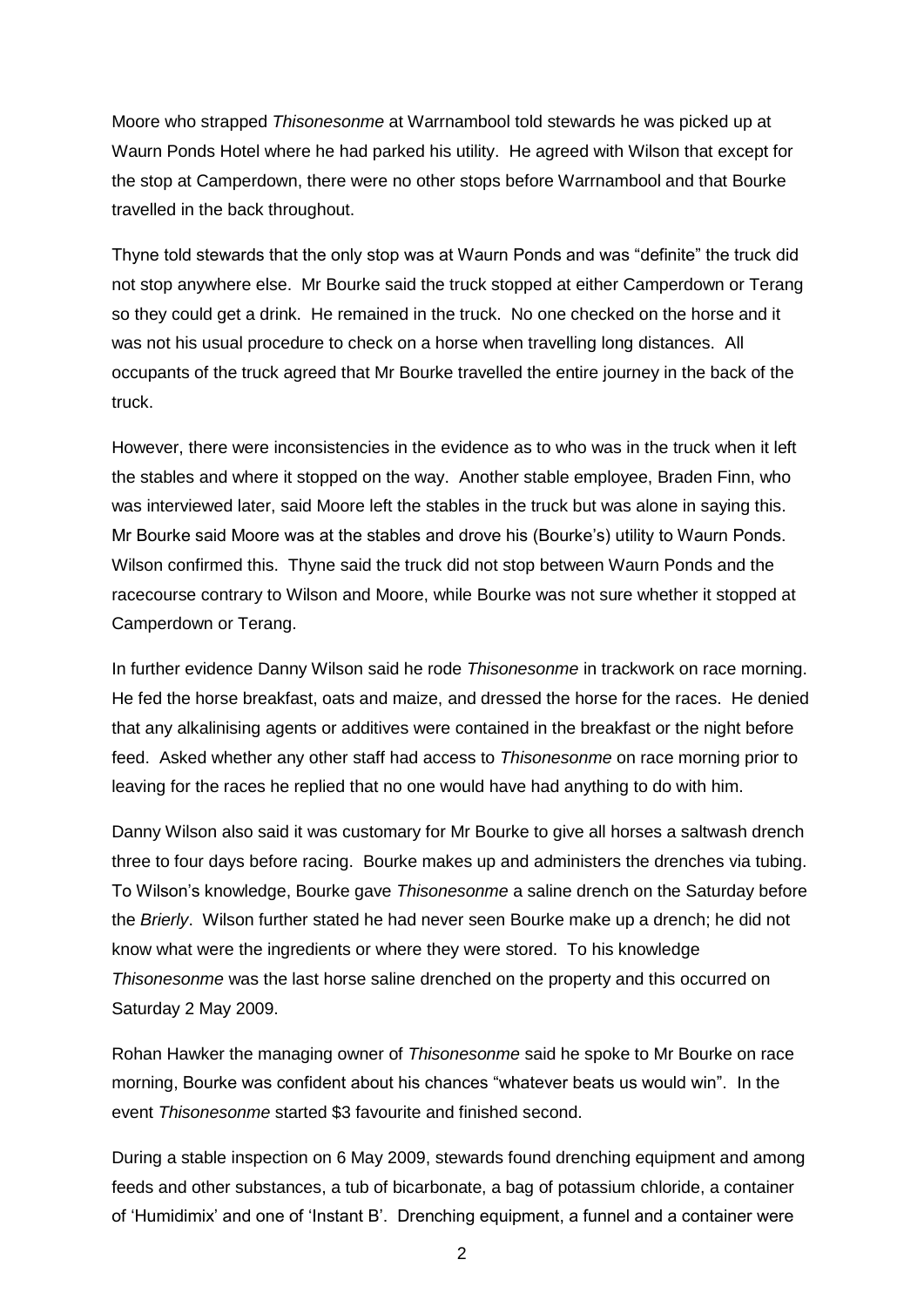Moore who strapped *Thisonesonme* at Warrnambool told stewards he was picked up at Waurn Ponds Hotel where he had parked his utility. He agreed with Wilson that except for the stop at Camperdown, there were no other stops before Warrnambool and that Bourke travelled in the back throughout.

Thyne told stewards that the only stop was at Waurn Ponds and was "definite" the truck did not stop anywhere else. Mr Bourke said the truck stopped at either Camperdown or Terang so they could get a drink. He remained in the truck. No one checked on the horse and it was not his usual procedure to check on a horse when travelling long distances. All occupants of the truck agreed that Mr Bourke travelled the entire journey in the back of the truck.

However, there were inconsistencies in the evidence as to who was in the truck when it left the stables and where it stopped on the way. Another stable employee, Braden Finn, who was interviewed later, said Moore left the stables in the truck but was alone in saying this. Mr Bourke said Moore was at the stables and drove his (Bourke's) utility to Waurn Ponds. Wilson confirmed this. Thyne said the truck did not stop between Waurn Ponds and the racecourse contrary to Wilson and Moore, while Bourke was not sure whether it stopped at Camperdown or Terang.

In further evidence Danny Wilson said he rode *Thisonesonme* in trackwork on race morning. He fed the horse breakfast, oats and maize, and dressed the horse for the races. He denied that any alkalinising agents or additives were contained in the breakfast or the night before feed. Asked whether any other staff had access to *Thisonesonme* on race morning prior to leaving for the races he replied that no one would have had anything to do with him.

Danny Wilson also said it was customary for Mr Bourke to give all horses a saltwash drench three to four days before racing. Bourke makes up and administers the drenches via tubing. To Wilson's knowledge, Bourke gave *Thisonesonme* a saline drench on the Saturday before the *Brierly*. Wilson further stated he had never seen Bourke make up a drench; he did not know what were the ingredients or where they were stored. To his knowledge *Thisonesonme* was the last horse saline drenched on the property and this occurred on Saturday 2 May 2009.

Rohan Hawker the managing owner of *Thisonesonme* said he spoke to Mr Bourke on race morning, Bourke was confident about his chances "whatever beats us would win". In the event *Thisonesonme* started $3 favourite and finished second.

During a stable inspection on 6 May 2009, stewards found drenching equipment and among feeds and other substances, a tub of bicarbonate, a bag of potassium chloride, a container of 'Humidimix' and one of 'Instant B'. Drenching equipment, a funnel and a container were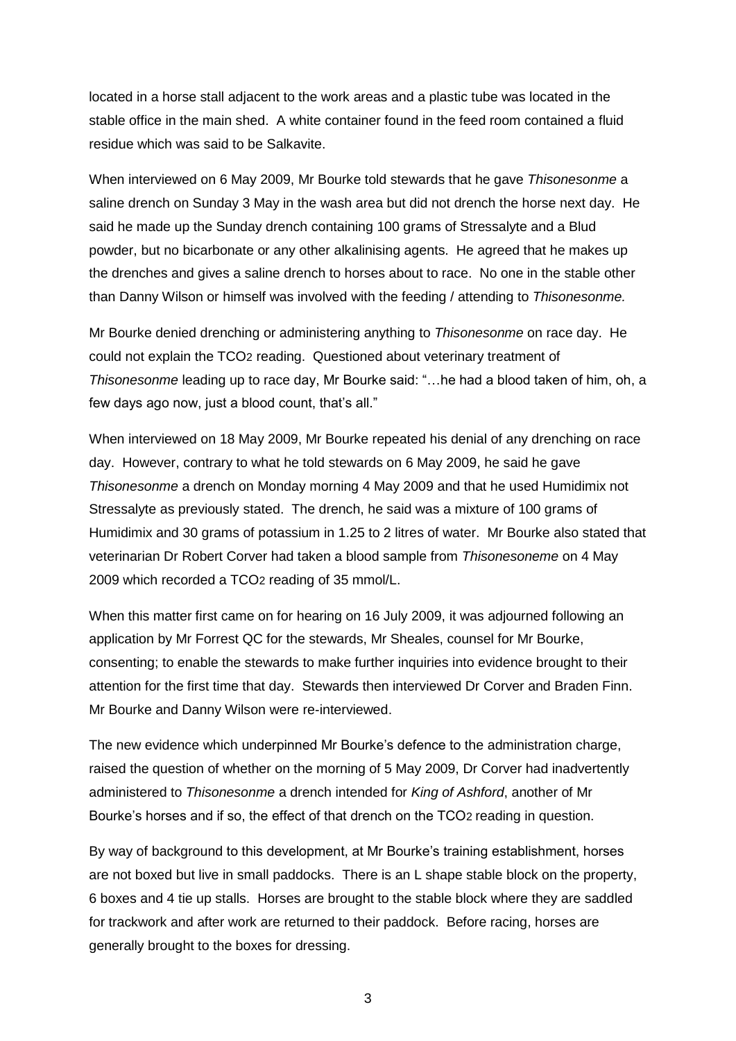located in a horse stall adjacent to the work areas and a plastic tube was located in the stable office in the main shed. A white container found in the feed room contained a fluid residue which was said to be Salkavite.

When interviewed on 6 May 2009, Mr Bourke told stewards that he gave *Thisonesonme* a saline drench on Sunday 3 May in the wash area but did not drench the horse next day. He said he made up the Sunday drench containing 100 grams of Stressalyte and a Blud powder, but no bicarbonate or any other alkalinising agents. He agreed that he makes up the drenches and gives a saline drench to horses about to race. No one in the stable other than Danny Wilson or himself was involved with the feeding / attending to *Thisonesonme.*

Mr Bourke denied drenching or administering anything to *Thisonesonme* on race day. He could not explain the $TCO_2$ reading. Questioned about veterinary treatment of *Thisonesonme* leading up to race day, Mr Bourke said: "…he had a blood taken of him, oh, a few days ago now, just a blood count, that's all."

When interviewed on 18 May 2009, Mr Bourke repeated his denial of any drenching on race day. However, contrary to what he told stewards on 6 May 2009, he said he gave *Thisonesonme* a drench on Monday morning 4 May 2009 and that he used Humidimix not Stressalyte as previously stated. The drench, he said was a mixture of 100 grams of Humidimix and 30 grams of potassium in 1.25 to 2 litres of water. Mr Bourke also stated that veterinarian Dr Robert Corver had taken a blood sample from *Thisonesoneme* on 4 May 2009 which recorded a $TCO_2$ reading of 35 mmol/L.

When this matter first came on for hearing on 16 July 2009, it was adjourned following an application by Mr Forrest QC for the stewards, Mr Sheales, counsel for Mr Bourke, consenting; to enable the stewards to make further inquiries into evidence brought to their attention for the first time that day. Stewards then interviewed Dr Corver and Braden Finn. Mr Bourke and Danny Wilson were re-interviewed.

The new evidence which underpinned Mr Bourke's defence to the administration charge, raised the question of whether on the morning of 5 May 2009, Dr Corver had inadvertently administered to *Thisonesonme* a drench intended for *King of Ashford*, another of Mr Bourke's horses and if so, the effect of that drench on the $TCO_2$ reading in question.

By way of background to this development, at Mr Bourke's training establishment, horses are not boxed but live in small paddocks. There is an L shape stable block on the property, 6 boxes and 4 tie up stalls. Horses are brought to the stable block where they are saddled for trackwork and after work are returned to their paddock. Before racing, horses are generally brought to the boxes for dressing.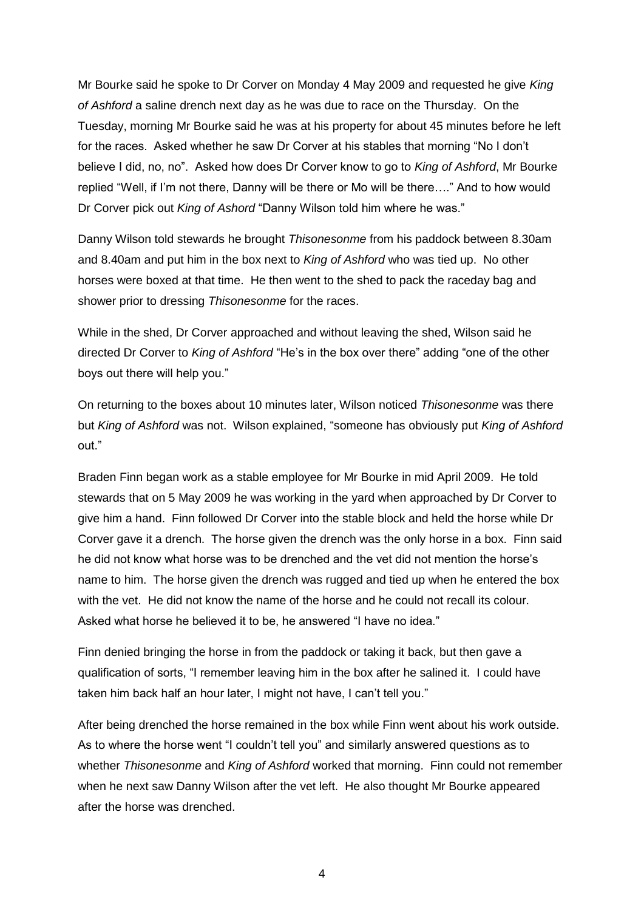Mr Bourke said he spoke to Dr Corver on Monday 4 May 2009 and requested he give *King of Ashford* a saline drench next day as he was due to race on the Thursday. On the Tuesday, morning Mr Bourke said he was at his property for about 45 minutes before he left for the races. Asked whether he saw Dr Corver at his stables that morning "No I don't believe I did, no, no". Asked how does Dr Corver know to go to *King of Ashford*, Mr Bourke replied "Well, if I'm not there, Danny will be there or Mo will be there…." And to how would Dr Corver pick out *King of Ashord* "Danny Wilson told him where he was."

Danny Wilson told stewards he brought *Thisonesonme* from his paddock between 8.30am and 8.40am and put him in the box next to *King of Ashford* who was tied up. No other horses were boxed at that time. He then went to the shed to pack the raceday bag and shower prior to dressing *Thisonesonme* for the races.

While in the shed, Dr Corver approached and without leaving the shed, Wilson said he directed Dr Corver to *King of Ashford* "He's in the box over there" adding "one of the other boys out there will help you."

On returning to the boxes about 10 minutes later, Wilson noticed *Thisonesonme* was there but *King of Ashford* was not. Wilson explained, "someone has obviously put *King of Ashford* out."

Braden Finn began work as a stable employee for Mr Bourke in mid April 2009. He told stewards that on 5 May 2009 he was working in the yard when approached by Dr Corver to give him a hand. Finn followed Dr Corver into the stable block and held the horse while Dr Corver gave it a drench. The horse given the drench was the only horse in a box. Finn said he did not know what horse was to be drenched and the vet did not mention the horse's name to him. The horse given the drench was rugged and tied up when he entered the box with the vet. He did not know the name of the horse and he could not recall its colour. Asked what horse he believed it to be, he answered "I have no idea."

Finn denied bringing the horse in from the paddock or taking it back, but then gave a qualification of sorts, "I remember leaving him in the box after he salined it. I could have taken him back half an hour later, I might not have, I can't tell you."

After being drenched the horse remained in the box while Finn went about his work outside. As to where the horse went "I couldn't tell you" and similarly answered questions as to whether *Thisonesonme* and *King of Ashford* worked that morning. Finn could not remember when he next saw Danny Wilson after the vet left. He also thought Mr Bourke appeared after the horse was drenched.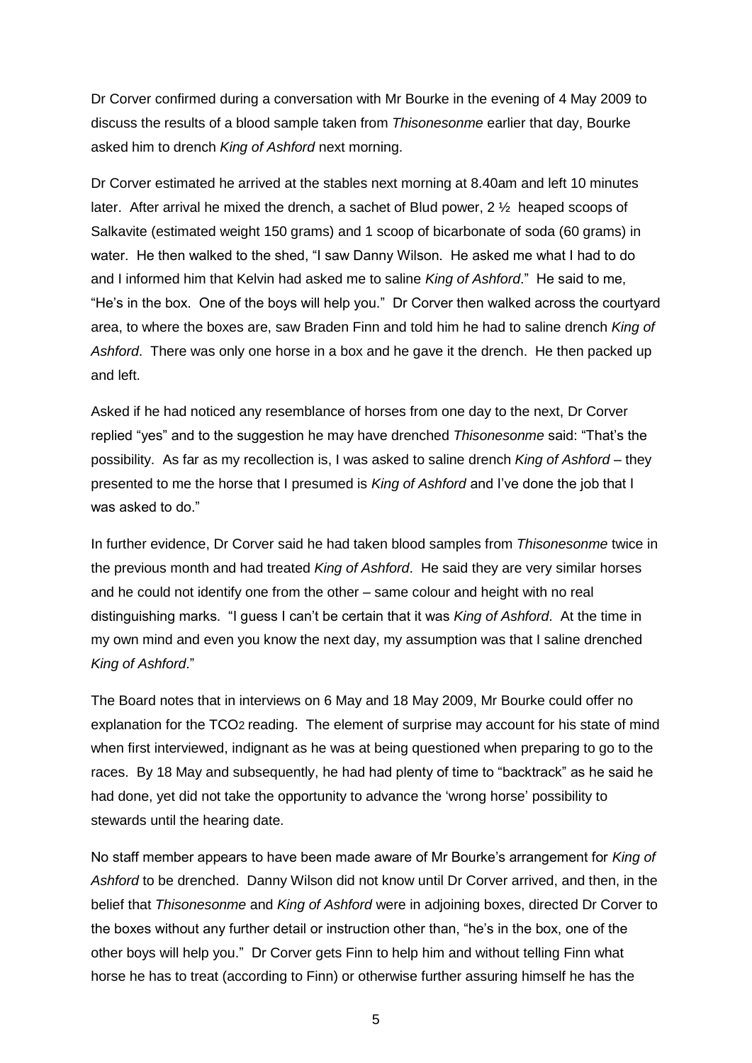Dr Corver confirmed during a conversation with Mr Bourke in the evening of 4 May 2009 to discuss the results of a blood sample taken from *Thisonesonme* earlier that day, Bourke asked him to drench *King of Ashford* next morning.

Dr Corver estimated he arrived at the stables next morning at 8.40am and left 10 minutes later. After arrival he mixed the drench, a sachet of Blud power, 2 ½ heaped scoops of Salkavite (estimated weight 150 grams) and 1 scoop of bicarbonate of soda (60 grams) in water. He then walked to the shed, "I saw Danny Wilson. He asked me what I had to do and I informed him that Kelvin had asked me to saline *King of Ashford*." He said to me, "He's in the box. One of the boys will help you." Dr Corver then walked across the courtyard area, to where the boxes are, saw Braden Finn and told him he had to saline drench *King of Ashford*. There was only one horse in a box and he gave it the drench. He then packed up and left.

Asked if he had noticed any resemblance of horses from one day to the next, Dr Corver replied "yes" and to the suggestion he may have drenched *Thisonesonme* said: "That's the possibility. As far as my recollection is, I was asked to saline drench *King of Ashford* – they presented to me the horse that I presumed is *King of Ashford* and I've done the job that I was asked to do."

In further evidence, Dr Corver said he had taken blood samples from *Thisonesonme* twice in the previous month and had treated *King of Ashford*. He said they are very similar horses and he could not identify one from the other – same colour and height with no real distinguishing marks. "I guess I can't be certain that it was *King of Ashford*. At the time in my own mind and even you know the next day, my assumption was that I saline drenched *King of Ashford*."

The Board notes that in interviews on 6 May and 18 May 2009, Mr Bourke could offer no explanation for the $TCO_2$ reading. The element of surprise may account for his state of mind when first interviewed, indignant as he was at being questioned when preparing to go to the races. By 18 May and subsequently, he had had plenty of time to "backtrack" as he said he had done, yet did not take the opportunity to advance the 'wrong horse' possibility to stewards until the hearing date.

No staff member appears to have been made aware of Mr Bourke's arrangement for *King of Ashford* to be drenched. Danny Wilson did not know until Dr Corver arrived, and then, in the belief that *Thisonesonme* and *King of Ashford* were in adjoining boxes, directed Dr Corver to the boxes without any further detail or instruction other than, "he's in the box, one of the other boys will help you." Dr Corver gets Finn to help him and without telling Finn what horse he has to treat (according to Finn) or otherwise further assuring himself he has the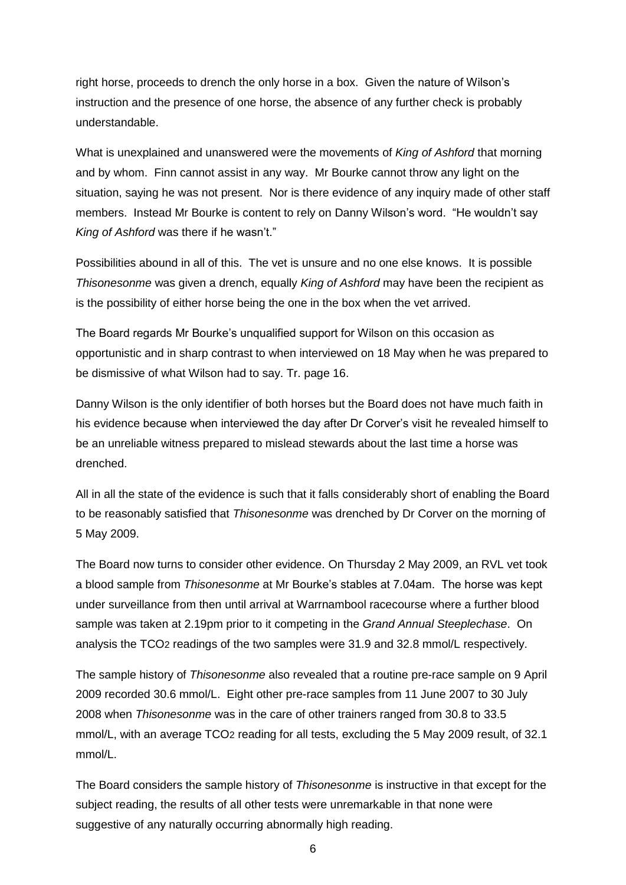right horse, proceeds to drench the only horse in a box. Given the nature of Wilson's instruction and the presence of one horse, the absence of any further check is probably understandable.

What is unexplained and unanswered were the movements of *King of Ashford* that morning and by whom. Finn cannot assist in any way. Mr Bourke cannot throw any light on the situation, saying he was not present. Nor is there evidence of any inquiry made of other staff members. Instead Mr Bourke is content to rely on Danny Wilson's word. "He wouldn't say *King of Ashford* was there if he wasn't."

Possibilities abound in all of this. The vet is unsure and no one else knows. It is possible *Thisonesonme* was given a drench, equally *King of Ashford* may have been the recipient as is the possibility of either horse being the one in the box when the vet arrived.

The Board regards Mr Bourke's unqualified support for Wilson on this occasion as opportunistic and in sharp contrast to when interviewed on 18 May when he was prepared to be dismissive of what Wilson had to say. Tr. page 16.

Danny Wilson is the only identifier of both horses but the Board does not have much faith in his evidence because when interviewed the day after Dr Corver's visit he revealed himself to be an unreliable witness prepared to mislead stewards about the last time a horse was drenched.

All in all the state of the evidence is such that it falls considerably short of enabling the Board to be reasonably satisfied that *Thisonesonme* was drenched by Dr Corver on the morning of 5 May 2009.

The Board now turns to consider other evidence. On Thursday 2 May 2009, an RVL vet took a blood sample from *Thisonesonme* at Mr Bourke's stables at 7.04am. The horse was kept under surveillance from then until arrival at Warrnambool racecourse where a further blood sample was taken at 2.19pm prior to it competing in the *Grand Annual Steeplechase*. On analysis the $TCO_2$ readings of the two samples were 31.9 and 32.8 mmol/L respectively.

The sample history of *Thisonesonme* also revealed that a routine pre-race sample on 9 April 2009 recorded 30.6 mmol/L. Eight other pre-race samples from 11 June 2007 to 30 July 2008 when *Thisonesonme* was in the care of other trainers ranged from 30.8 to 33.5 mmol/L, with an average $TCO_2$ reading for all tests, excluding the 5 May 2009 result, of 32.1 mmol/L.

The Board considers the sample history of *Thisonesonme* is instructive in that except for the subject reading, the results of all other tests were unremarkable in that none were suggestive of any naturally occurring abnormally high reading.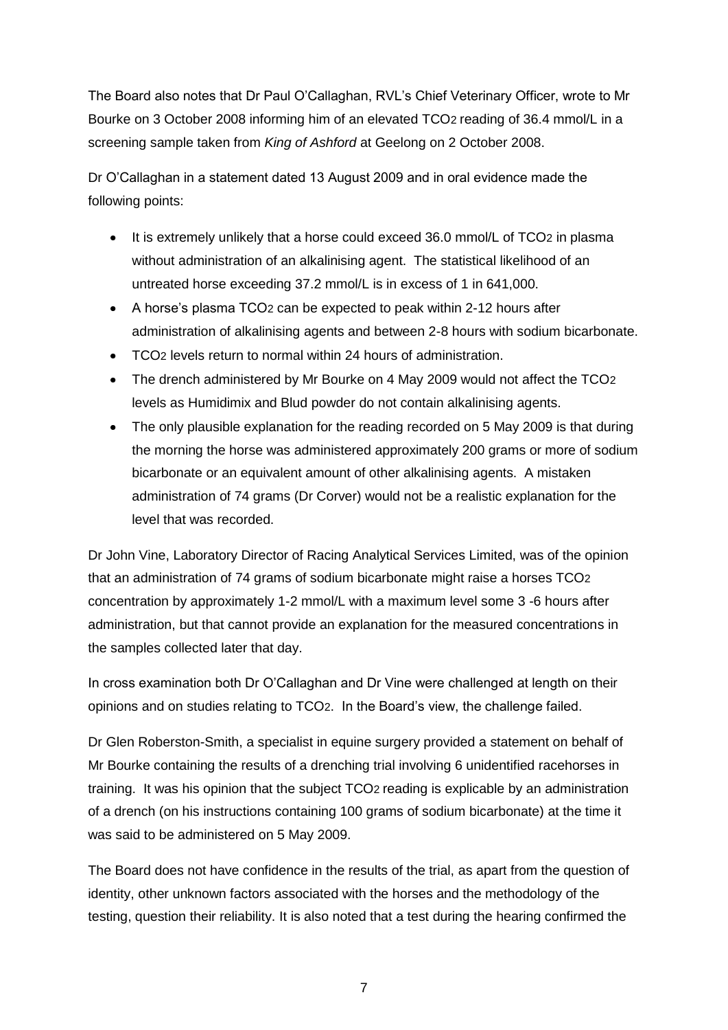The Board also notes that Dr Paul O'Callaghan, RVL's Chief Veterinary Officer, wrote to Mr Bourke on 3 October 2008 informing him of an elevated $TCO_2$ reading of 36.4 mmol/L in a screening sample taken from *King of Ashford* at Geelong on 2 October 2008.

Dr O'Callaghan in a statement dated 13 August 2009 and in oral evidence made the following points:

- It is extremely unlikely that a horse could exceed 36.0 mmol/L of $TCO_2$ in plasma without administration of an alkalinising agent. The statistical likelihood of an untreated horse exceeding 37.2 mmol/L is in excess of 1 in 641,000.
- A horse's plasma $TCO_2$ can be expected to peak within 2-12 hours after administration of alkalinising agents and between 2-8 hours with sodium bicarbonate.
- $TCO_2$ levels return to normal within 24 hours of administration.
- The drench administered by Mr Bourke on 4 May 2009 would not affect the $TCO_2$ levels as Humidimix and Blud powder do not contain alkalinising agents.
- The only plausible explanation for the reading recorded on 5 May 2009 is that during the morning the horse was administered approximately 200 grams or more of sodium bicarbonate or an equivalent amount of other alkalinising agents. A mistaken administration of 74 grams (Dr Corver) would not be a realistic explanation for the level that was recorded.

Dr John Vine, Laboratory Director of Racing Analytical Services Limited, was of the opinion that an administration of 74 grams of sodium bicarbonate might raise a horses $TCO_2$ concentration by approximately 1-2 mmol/L with a maximum level some 3 -6 hours after administration, but that cannot provide an explanation for the measured concentrations in the samples collected later that day.

In cross examination both Dr O'Callaghan and Dr Vine were challenged at length on their opinions and on studies relating to $TCO_2$. In the Board's view, the challenge failed.

Dr Glen Roberston-Smith, a specialist in equine surgery provided a statement on behalf of Mr Bourke containing the results of a drenching trial involving 6 unidentified racehorses in training. It was his opinion that the subject $TCO_2$ reading is explicable by an administration of a drench (on his instructions containing 100 grams of sodium bicarbonate) at the time it was said to be administered on 5 May 2009.

The Board does not have confidence in the results of the trial, as apart from the question of identity, other unknown factors associated with the horses and the methodology of the testing, question their reliability. It is also noted that a test during the hearing confirmed the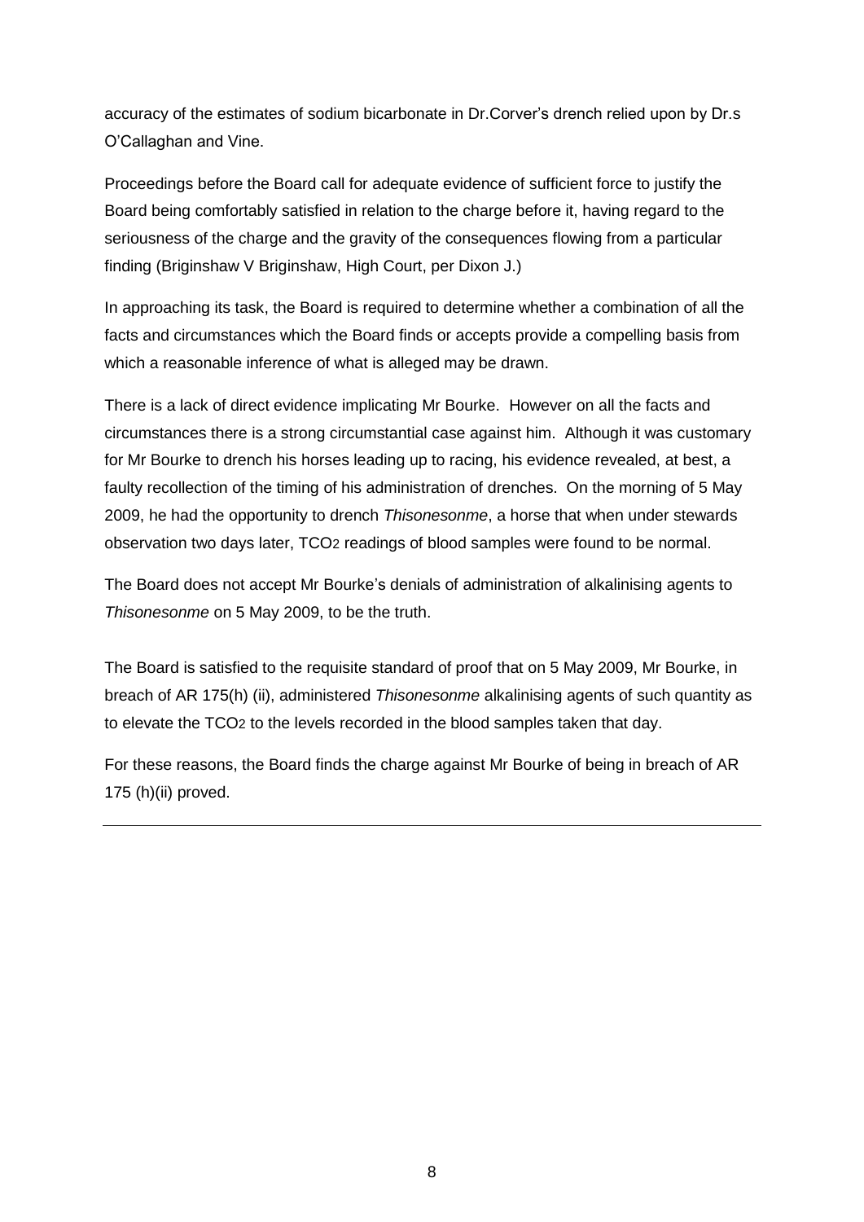accuracy of the estimates of sodium bicarbonate in Dr.Corver's drench relied upon by Dr.s O'Callaghan and Vine.

Proceedings before the Board call for adequate evidence of sufficient force to justify the Board being comfortably satisfied in relation to the charge before it, having regard to the seriousness of the charge and the gravity of the consequences flowing from a particular finding (Briginshaw V Briginshaw, High Court, per Dixon J.)

In approaching its task, the Board is required to determine whether a combination of all the facts and circumstances which the Board finds or accepts provide a compelling basis from which a reasonable inference of what is alleged may be drawn.

There is a lack of direct evidence implicating Mr Bourke. However on all the facts and circumstances there is a strong circumstantial case against him. Although it was customary for Mr Bourke to drench his horses leading up to racing, his evidence revealed, at best, a faulty recollection of the timing of his administration of drenches. On the morning of 5 May 2009, he had the opportunity to drench *Thisonesonme*, a horse that when under stewards observation two days later, $TCO_2$ readings of blood samples were found to be normal.

The Board does not accept Mr Bourke's denials of administration of alkalinising agents to *Thisonesonme* on 5 May 2009, to be the truth.

The Board is satisfied to the requisite standard of proof that on 5 May 2009, Mr Bourke, in breach of AR 175(h) (ii), administered *Thisonesonme* alkalinising agents of such quantity as to elevate the $TCO_2$ to the levels recorded in the blood samples taken that day.

For these reasons, the Board finds the charge against Mr Bourke of being in breach of AR 175 (h)(ii) proved.

---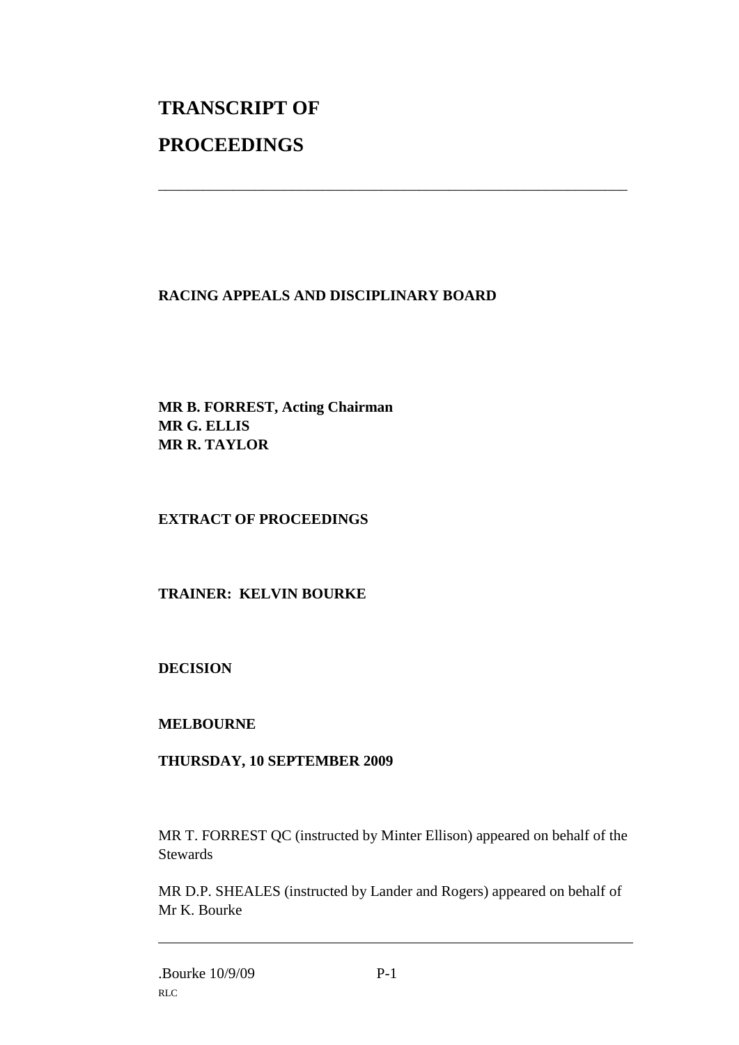# TRANSCRIPT OF PROCEEDINGS

---

**RACING APPEALS AND DISCIPLINARY BOARD**

**MR B. FORREST, Acting Chairman**
**MR G. ELLIS**
**MR R. TAYLOR**

**EXTRACT OF PROCEEDINGS**

**TRAINER: KELVIN BOURKE**

**DECISION**

**MELBOURNE**

**THURSDAY, 10 SEPTEMBER 2009**

MR T. FORREST QC (instructed by Minter Ellison) appeared on behalf of the Stewards

MR D.P. SHEALES (instructed by Lander and Rogers) appeared on behalf of Mr K. Bourke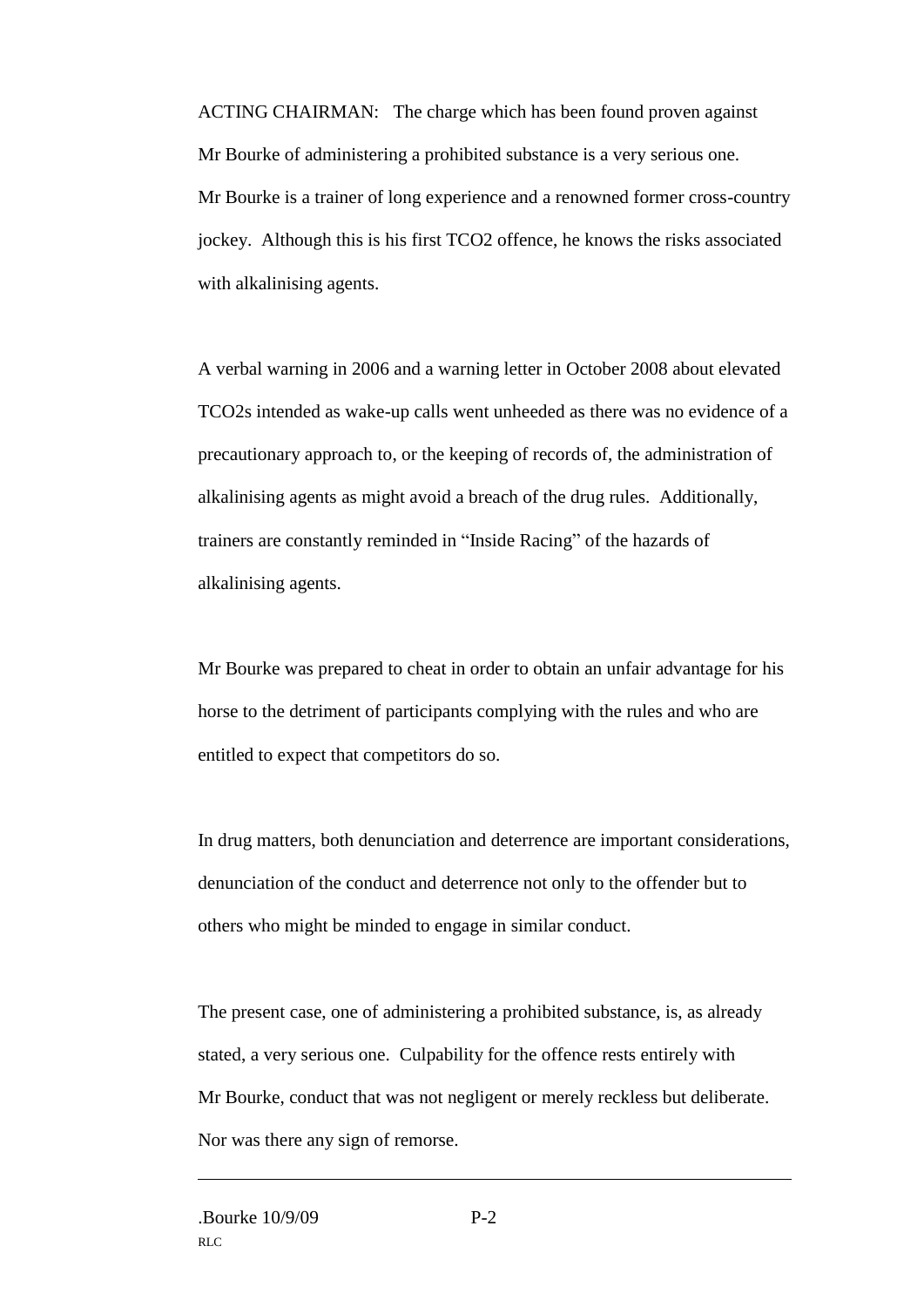ACTING CHAIRMAN: The charge which has been found proven against Mr Bourke of administering a prohibited substance is a very serious one. Mr Bourke is a trainer of long experience and a renowned former cross-country jockey. Although this is his first TCO2 offence, he knows the risks associated with alkalinising agents.

A verbal warning in 2006 and a warning letter in October 2008 about elevated TCO2s intended as wake-up calls went unheeded as there was no evidence of a precautionary approach to, or the keeping of records of, the administration of alkalinising agents as might avoid a breach of the drug rules. Additionally, trainers are constantly reminded in "Inside Racing" of the hazards of alkalinising agents.

Mr Bourke was prepared to cheat in order to obtain an unfair advantage for his horse to the detriment of participants complying with the rules and who are entitled to expect that competitors do so.

In drug matters, both denunciation and deterrence are important considerations, denunciation of the conduct and deterrence not only to the offender but to others who might be minded to engage in similar conduct.

The present case, one of administering a prohibited substance, is, as already stated, a very serious one. Culpability for the offence rests entirely with Mr Bourke, conduct that was not negligent or merely reckless but deliberate. Nor was there any sign of remorse.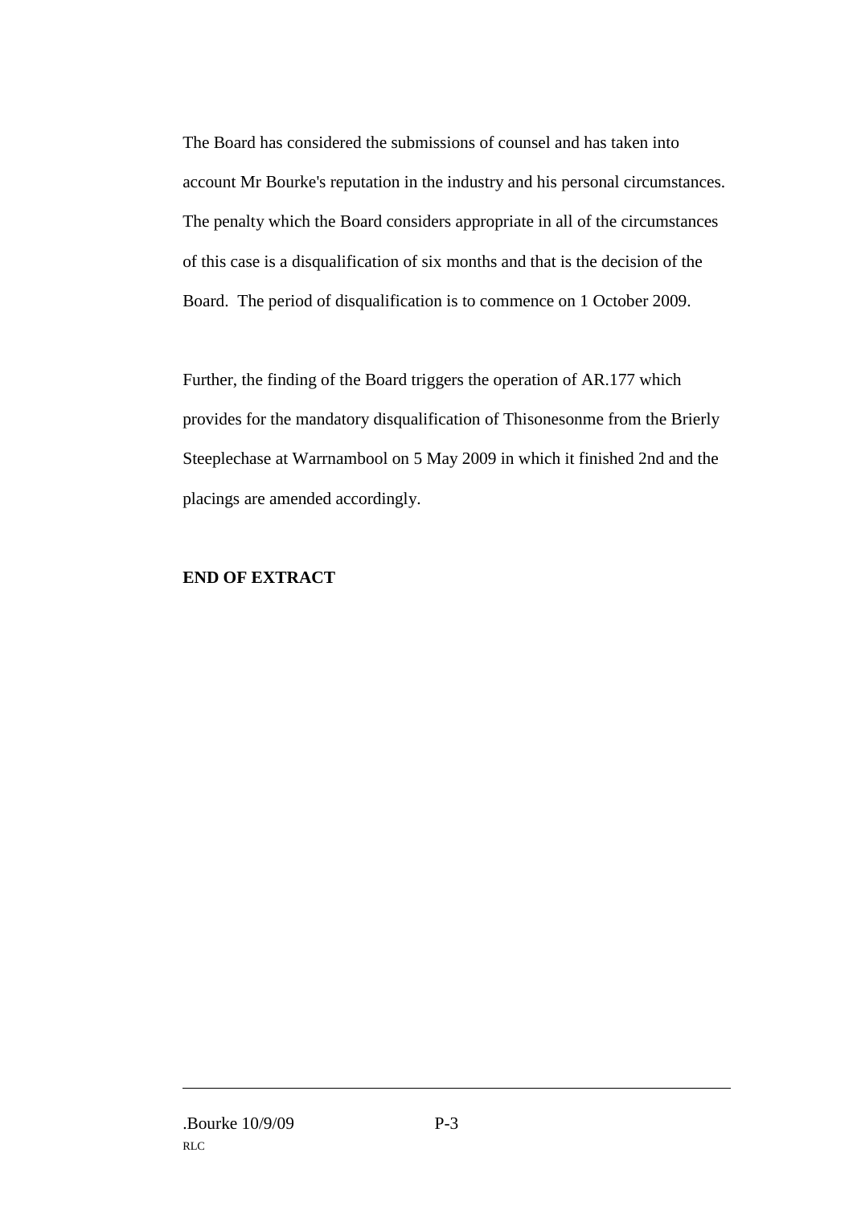The Board has considered the submissions of counsel and has taken into account Mr Bourke's reputation in the industry and his personal circumstances. The penalty which the Board considers appropriate in all of the circumstances of this case is a disqualification of six months and that is the decision of the Board. The period of disqualification is to commence on 1 October 2009.

Further, the finding of the Board triggers the operation of AR.177 which provides for the mandatory disqualification of Thisonesonme from the Brierly Steeplechase at Warrnambool on 5 May 2009 in which it finished 2nd and the placings are amended accordingly.

**END OF EXTRACT**